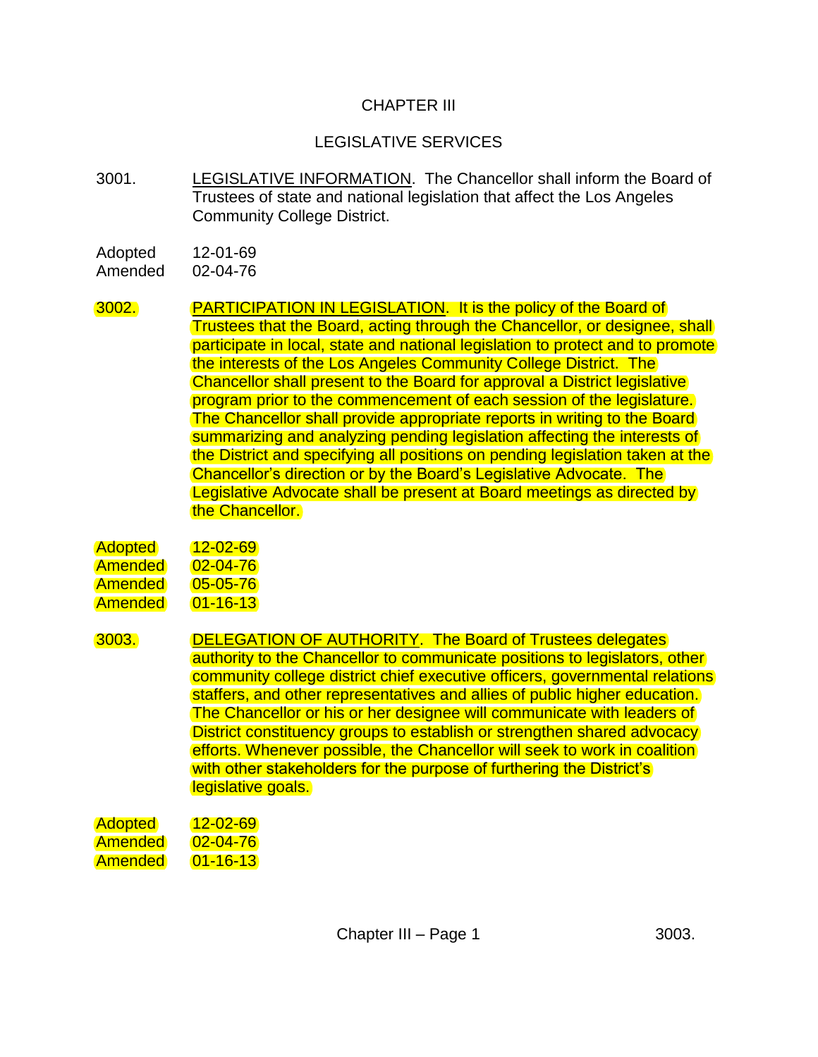# CHAPTER III

## LEGISLATIVE SERVICES

3001. LEGISLATIVE INFORMATION. The Chancellor shall inform the Board of Trustees of state and national legislation that affect the Los Angeles Community College District.

Adopted 12-01-69
Amended 02-04-76

3002. PARTICIPATION IN LEGISLATION. It is the policy of the Board of Trustees that the Board, acting through the Chancellor, or designee, shall participate in local, state and national legislation to protect and to promote the interests of the Los Angeles Community College District. The Chancellor shall present to the Board for approval a District legislative program prior to the commencement of each session of the legislature. The Chancellor shall provide appropriate reports in writing to the Board summarizing and analyzing pending legislation affecting the interests of the District and specifying all positions on pending legislation taken at the Chancellor's direction or by the Board's Legislative Advocate. The Legislative Advocate shall be present at Board meetings as directed by the Chancellor.

Adopted 12-02-69
Amended 02-04-76
Amended 05-05-76
Amended 01-16-13

3003. DELEGATION OF AUTHORITY. The Board of Trustees delegates authority to the Chancellor to communicate positions to legislators, other community college district chief executive officers, governmental relations staffers, and other representatives and allies of public higher education. The Chancellor or his or her designee will communicate with leaders of District constituency groups to establish or strengthen shared advocacy efforts. Whenever possible, the Chancellor will seek to work in coalition with other stakeholders for the purpose of furthering the District's legislative goals.

Adopted 12-02-69
Amended 02-04-76
Amended 01-16-13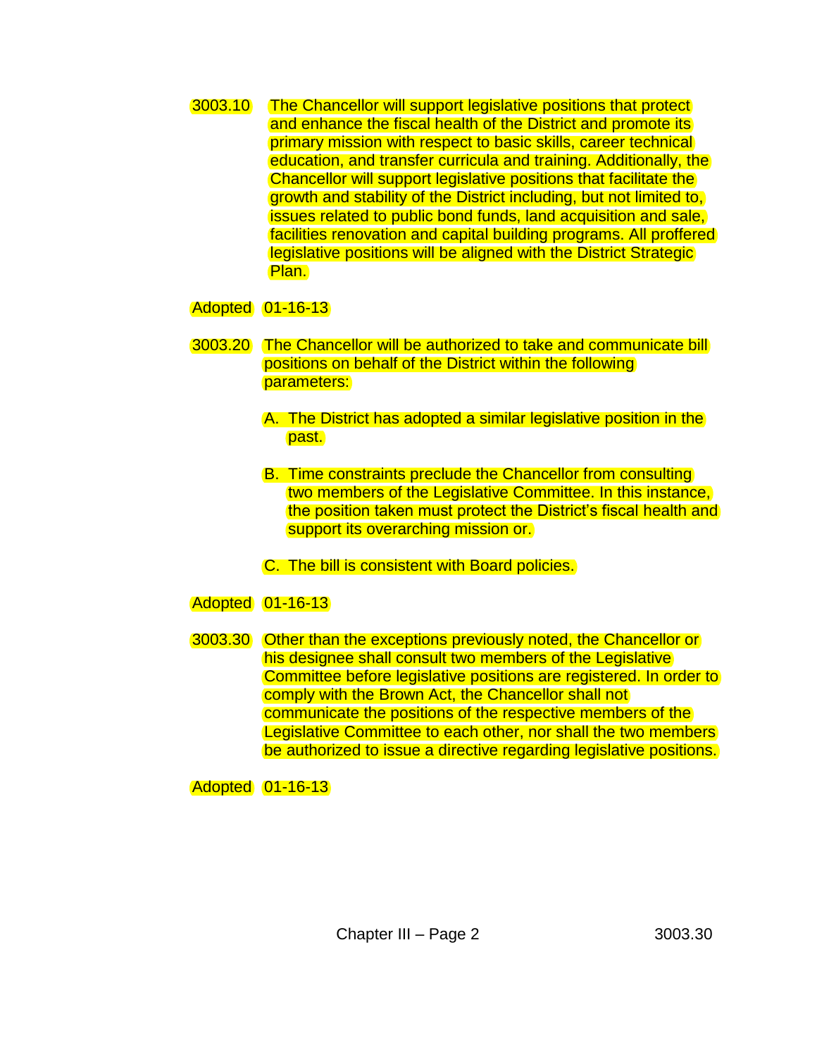3003.10 The Chancellor will support legislative positions that protect and enhance the fiscal health of the District and promote its primary mission with respect to basic skills, career technical education, and transfer curricula and training. Additionally, the Chancellor will support legislative positions that facilitate the growth and stability of the District including, but not limited to, issues related to public bond funds, land acquisition and sale, facilities renovation and capital building programs. All proffered legislative positions will be aligned with the District Strategic Plan.

Adopted 01-16-13

3003.20 The Chancellor will be authorized to take and communicate bill positions on behalf of the District within the following parameters:

A. The District has adopted a similar legislative position in the past.

B. Time constraints preclude the Chancellor from consulting two members of the Legislative Committee. In this instance, the position taken must protect the District's fiscal health and support its overarching mission or.

C. The bill is consistent with Board policies.

Adopted 01-16-13

3003.30 Other than the exceptions previously noted, the Chancellor or his designee shall consult two members of the Legislative Committee before legislative positions are registered. In order to comply with the Brown Act, the Chancellor shall not communicate the positions of the respective members of the Legislative Committee to each other, nor shall the two members be authorized to issue a directive regarding legislative positions.

Adopted 01-16-13